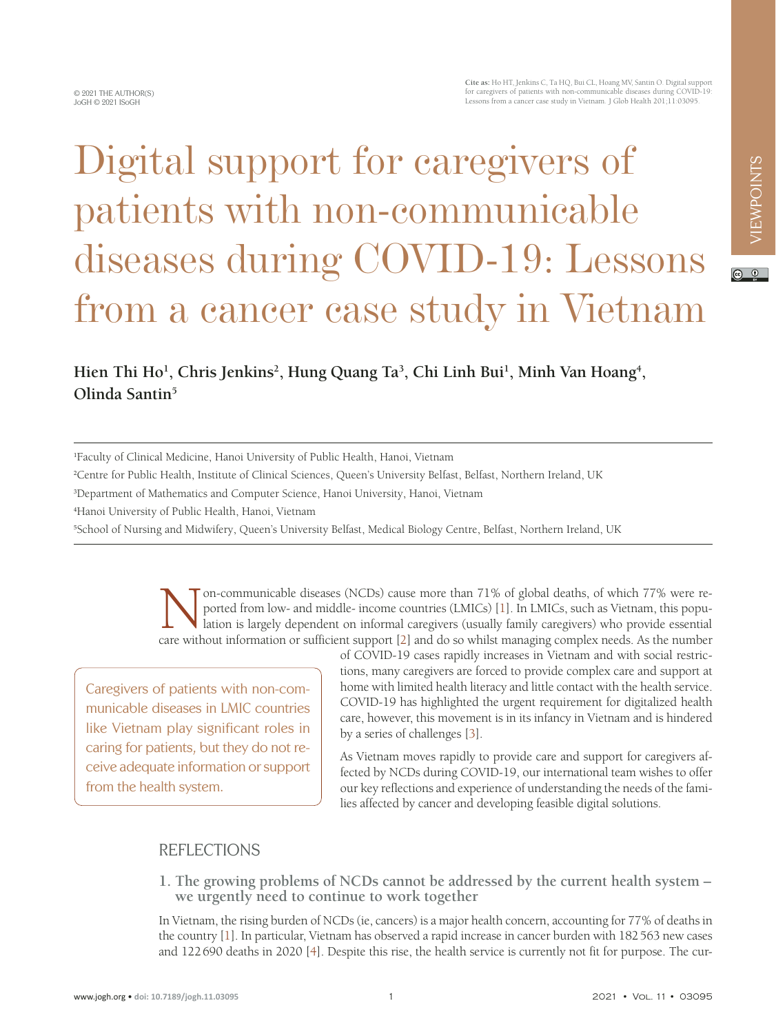Cite as: Ho HT, Jenkins C, Ta HQ, Bui CL, Hoang MV, Santin O. Digital support for caregivers of patients with non-communicable diseases during COVID-19: Lessons from a cancer case study in Vietnam. J Glob Health 201;11:03095.

# Digital support for caregivers of patients with non-communicable diseases during COVID-19: Lessons from a cancer case study in Vietnam

**Hien Thi Ho[1], Chris Jenkins[2], Hung Quang Ta[3], Chi Linh Bui[1], Minh Van Hoang[4], Olinda Santin[5]**

[1]Faculty of Clinical Medicine, Hanoi University of Public Health, Hanoi, Vietnam

[2]Centre for Public Health, Institute of Clinical Sciences, Queen's University Belfast, Belfast, Northern Ireland, UK

[3]Department of Mathematics and Computer Science, Hanoi University, Hanoi, Vietnam

[4]Hanoi University of Public Health, Hanoi, Vietnam

[5]School of Nursing and Midwifery, Queen's University Belfast, Medical Biology Centre, Belfast, Northern Ireland, UK

Non-communicable diseases (NCDs) cause more than 71% of global deaths, of which 77% were reported from low- and middle- income countries (LMICs) [1]. In LMICs, such as Vietnam, this population is largely dependent on informal caregivers (usually family caregivers) who provide essential care without information or sufficient support [2] and do so whilst managing complex needs. As the number of COVID-19 cases rapidly increases in Vietnam and with social restrictions, many caregivers are forced to provide complex care and support at home with limited health literacy and little contact with the health service. COVID-19 has highlighted the urgent requirement for digitalized health care, however, this movement is in its infancy in Vietnam and is hindered by a series of challenges [3].

> Caregivers of patients with non-communicable diseases in LMIC countries like Vietnam play significant roles in caring for patients, but they do not receive adequate information or support from the health system.

As Vietnam moves rapidly to provide care and support for caregivers affected by NCDs during COVID-19, our international team wishes to offer our key reflections and experience of understanding the needs of the families affected by cancer and developing feasible digital solutions.

## REFLECTIONS

### 1. The growing problems of NCDs cannot be addressed by the current health system – we urgently need to continue to work together

In Vietnam, the rising burden of NCDs (ie, cancers) is a major health concern, accounting for 77% of deaths in the country [1]. In particular, Vietnam has observed a rapid increase in cancer burden with 182 563 new cases and 122 690 deaths in 2020 [4]. Despite this rise, the health service is currently not fit for purpose. The cur-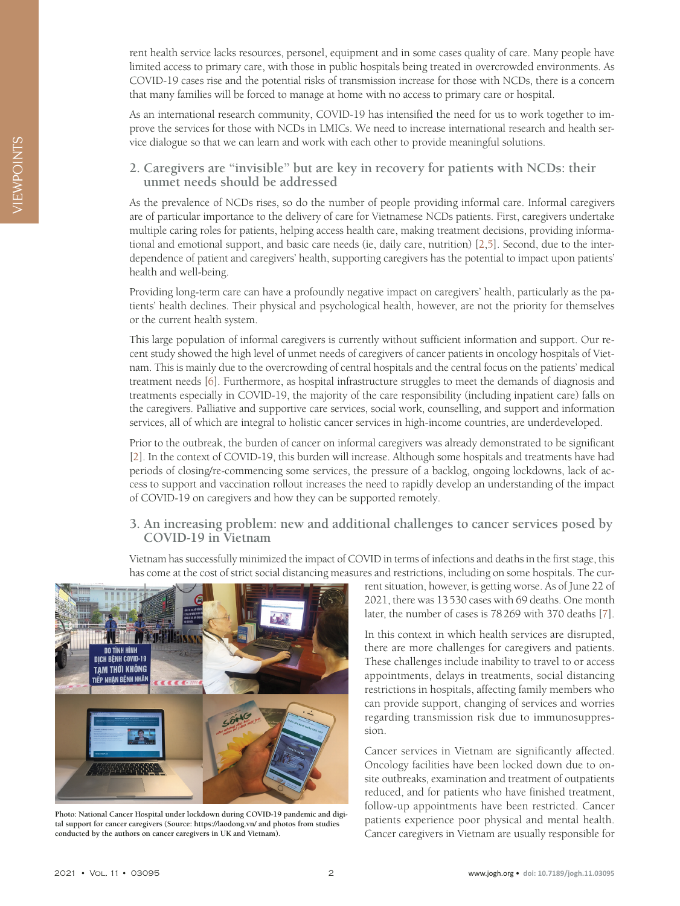rent health service lacks resources, personel, equipment and in some cases quality of care. Many people have limited access to primary care, with those in public hospitals being treated in overcrowded environments. As COVID-19 cases rise and the potential risks of transmission increase for those with NCDs, there is a concern that many families will be forced to manage at home with no access to primary care or hospital.

As an international research community, COVID-19 has intensified the need for us to work together to improve the services for those with NCDs in LMICs. We need to increase international research and health service dialogue so that we can learn and work with each other to provide meaningful solutions.

## 2. Caregivers are "invisible" but are key in recovery for patients with NCDs: their unmet needs should be addressed

As the prevalence of NCDs rises, so do the number of people providing informal care. Informal caregivers are of particular importance to the delivery of care for Vietnamese NCDs patients. First, caregivers undertake multiple caring roles for patients, helping access health care, making treatment decisions, providing informational and emotional support, and basic care needs (ie, daily care, nutrition) [2,5]. Second, due to the interdependence of patient and caregivers' health, supporting caregivers has the potential to impact upon patients' health and well-being.

Providing long-term care can have a profoundly negative impact on caregivers' health, particularly as the patients' health declines. Their physical and psychological health, however, are not the priority for themselves or the current health system.

This large population of informal caregivers is currently without sufficient information and support. Our recent study showed the high level of unmet needs of caregivers of cancer patients in oncology hospitals of Vietnam. This is mainly due to the overcrowding of central hospitals and the central focus on the patients' medical treatment needs [6]. Furthermore, as hospital infrastructure struggles to meet the demands of diagnosis and treatments especially in COVID-19, the majority of the care responsibility (including inpatient care) falls on the caregivers. Palliative and supportive care services, social work, counselling, and support and information services, all of which are integral to holistic cancer services in high-income countries, are underdeveloped.

Prior to the outbreak, the burden of cancer on informal caregivers was already demonstrated to be significant [2]. In the context of COVID-19, this burden will increase. Although some hospitals and treatments have had periods of closing/re-commencing some services, the pressure of a backlog, ongoing lockdowns, lack of access to support and vaccination rollout increases the need to rapidly develop an understanding of the impact of COVID-19 on caregivers and how they can be supported remotely.

## 3. An increasing problem: new and additional challenges to cancer services posed by COVID-19 in Vietnam

Vietnam has successfully minimized the impact of COVID in terms of infections and deaths in the first stage, this has come at the cost of strict social distancing measures and restrictions, including on some hospitals. The current situation, however, is getting worse. As of June 22 of 2021, there was 13 530 cases with 69 deaths. One month later, the number of cases is 78 269 with 370 deaths [7].

Photo: National Cancer Hospital under lockdown during COVID-19 pandemic and digital support for cancer caregivers (Source: https://laodong.vn/ and photos from studies conducted by the authors on cancer caregivers in UK and Vietnam).

In this context in which health services are disrupted, there are more challenges for caregivers and patients. These challenges include inability to travel to or access appointments, delays in treatments, social distancing restrictions in hospitals, affecting family members who can provide support, changing of services and worries regarding transmission risk due to immunosuppression.

Cancer services in Vietnam are significantly affected. Oncology facilities have been locked down due to onsite outbreaks, examination and treatment of outpatients reduced, and for patients who have finished treatment, follow-up appointments have been restricted. Cancer patients experience poor physical and mental health. Cancer caregivers in Vietnam are usually responsible for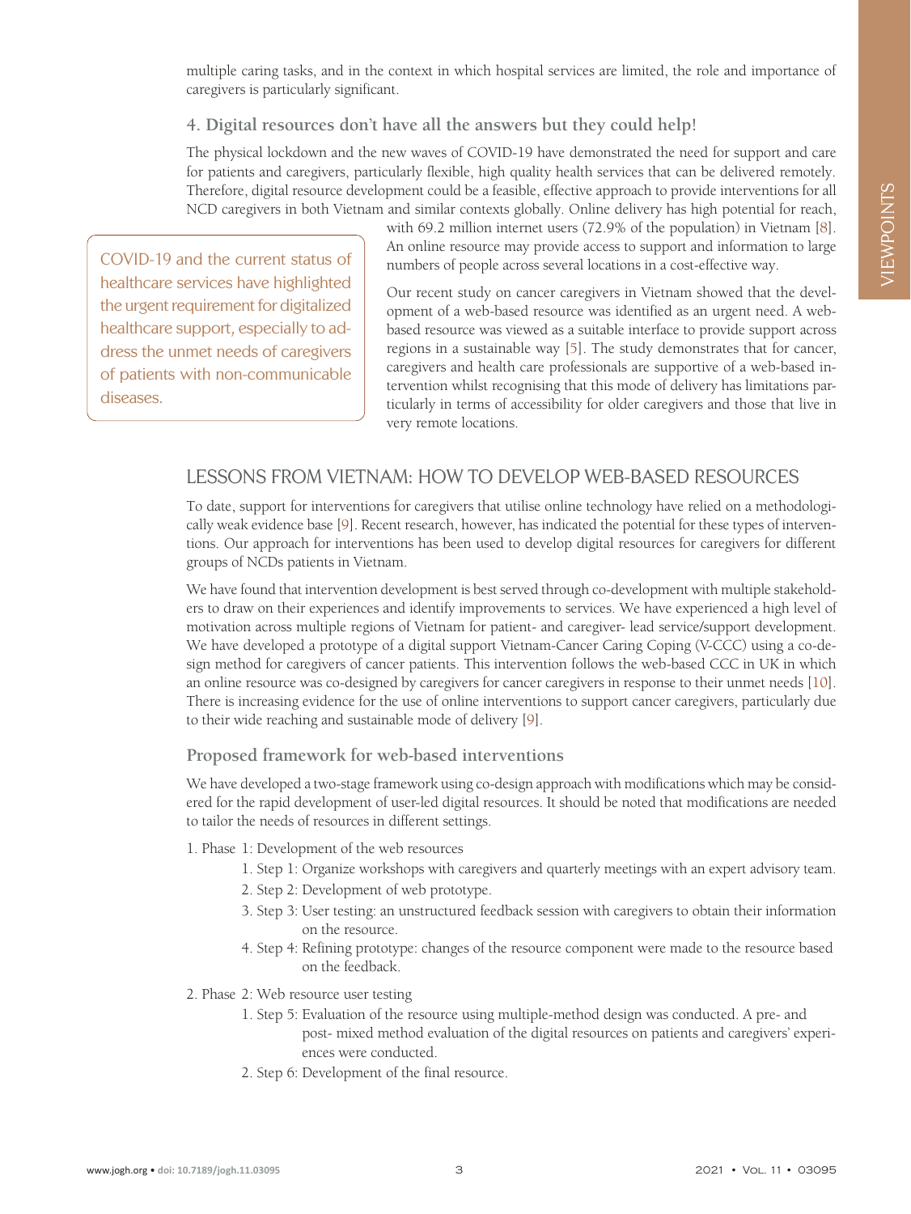multiple caring tasks, and in the context in which hospital services are limited, the role and importance of caregivers is particularly significant.

### 4. Digital resources don't have all the answers but they could help!

The physical lockdown and the new waves of COVID-19 have demonstrated the need for support and care for patients and caregivers, particularly flexible, high quality health services that can be delivered remotely. Therefore, digital resource development could be a feasible, effective approach to provide interventions for all NCD caregivers in both Vietnam and similar contexts globally. Online delivery has high potential for reach, with 69.2 million internet users (72.9% of the population) in Vietnam [8]. An online resource may provide access to support and information to large numbers of people across several locations in a cost-effective way.

> COVID-19 and the current status of healthcare services have highlighted the urgent requirement for digitalized healthcare support, especially to address the unmet needs of caregivers of patients with non-communicable diseases.

Our recent study on cancer caregivers in Vietnam showed that the development of a web-based resource was identified as an urgent need. A web-based resource was viewed as a suitable interface to provide support across regions in a sustainable way [5]. The study demonstrates that for cancer, caregivers and health care professionals are supportive of a web-based intervention whilst recognising that this mode of delivery has limitations particularly in terms of accessibility for older caregivers and those that live in very remote locations.

## LESSONS FROM VIETNAM: HOW TO DEVELOP WEB-BASED RESOURCES

To date, support for interventions for caregivers that utilise online technology have relied on a methodologically weak evidence base [9]. Recent research, however, has indicated the potential for these types of interventions. Our approach for interventions has been used to develop digital resources for caregivers for different groups of NCDs patients in Vietnam.

We have found that intervention development is best served through co-development with multiple stakeholders to draw on their experiences and identify improvements to services. We have experienced a high level of motivation across multiple regions of Vietnam for patient- and caregiver- lead service/support development. We have developed a prototype of a digital support Vietnam-Cancer Caring Coping (V-CCC) using a co-design method for caregivers of cancer patients. This intervention follows the web-based CCC in UK in which an online resource was co-designed by caregivers for cancer caregivers in response to their unmet needs [10]. There is increasing evidence for the use of online interventions to support cancer caregivers, particularly due to their wide reaching and sustainable mode of delivery [9].

### Proposed framework for web-based interventions

We have developed a two-stage framework using co-design approach with modifications which may be considered for the rapid development of user-led digital resources. It should be noted that modifications are needed to tailor the needs of resources in different settings.

1. Phase 1: Development of the web resources
   1. Step 1: Organize workshops with caregivers and quarterly meetings with an expert advisory team.
   2. Step 2: Development of web prototype.
   3. Step 3: User testing: an unstructured feedback session with caregivers to obtain their information on the resource.
   4. Step 4: Refining prototype: changes of the resource component were made to the resource based on the feedback.
2. Phase 2: Web resource user testing
   1. Step 5: Evaluation of the resource using multiple-method design was conducted. A pre- and post- mixed method evaluation of the digital resources on patients and caregivers' experiences were conducted.
   2. Step 6: Development of the final resource.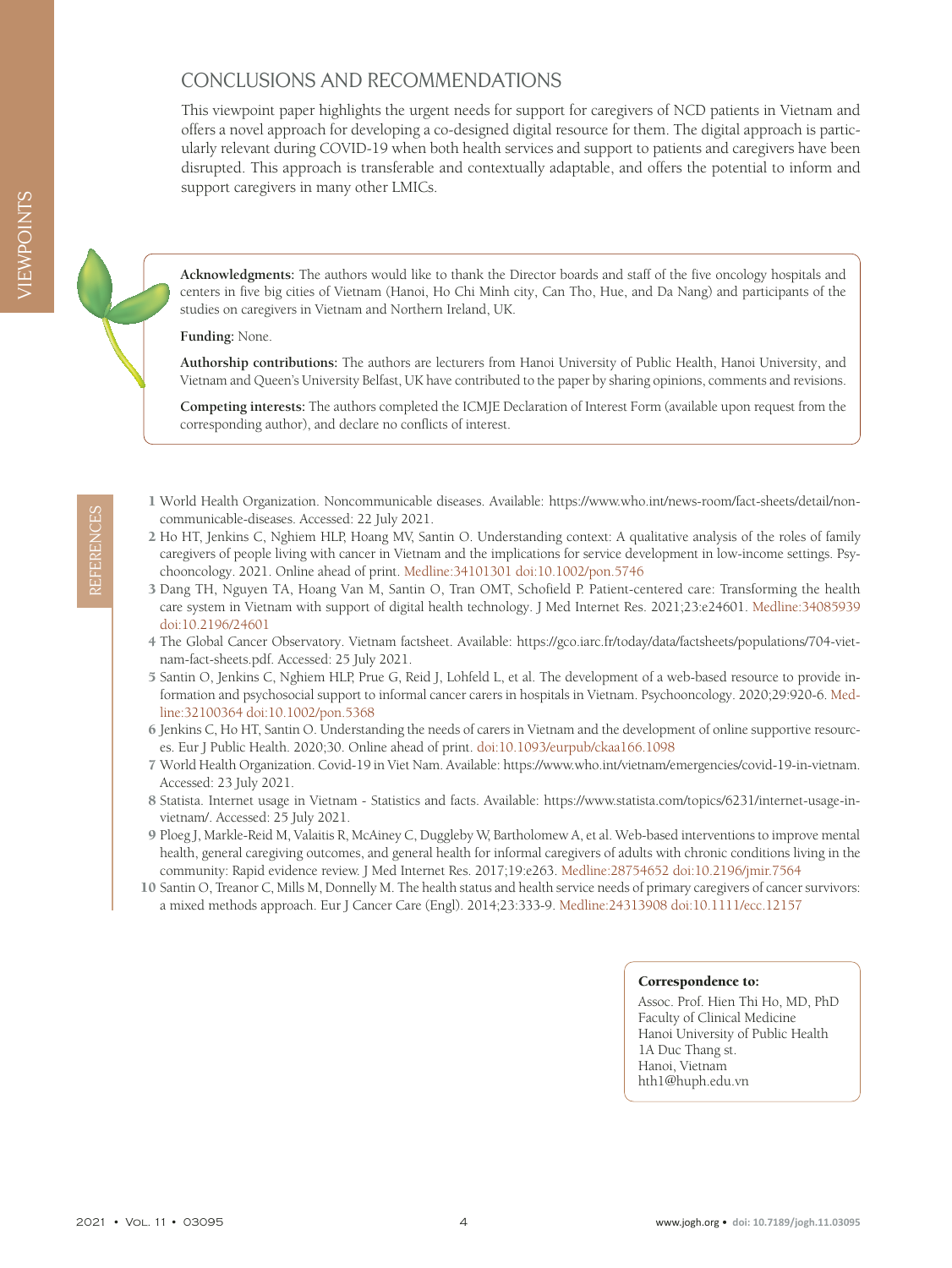## CONCLUSIONS AND RECOMMENDATIONS

This viewpoint paper highlights the urgent needs for support for caregivers of NCD patients in Vietnam and offers a novel approach for developing a co-designed digital resource for them. The digital approach is particularly relevant during COVID-19 when both health services and support to patients and caregivers have been disrupted. This approach is transferable and contextually adaptable, and offers the potential to inform and support caregivers in many other LMICs.

**Acknowledgments:** The authors would like to thank the Director boards and staff of the five oncology hospitals and centers in five big cities of Vietnam (Hanoi, Ho Chi Minh city, Can Tho, Hue, and Da Nang) and participants of the studies on caregivers in Vietnam and Northern Ireland, UK.

**Funding:** None.

**Authorship contributions:** The authors are lecturers from Hanoi University of Public Health, Hanoi University, and Vietnam and Queen's University Belfast, UK have contributed to the paper by sharing opinions, comments and revisions.

**Competing interests:** The authors completed the ICMJE Declaration of Interest Form (available upon request from the corresponding author), and declare no conflicts of interest.

## REFERENCES

1. World Health Organization. Noncommunicable diseases. Available: https://www.who.int/news-room/fact-sheets/detail/noncommunicable-diseases. Accessed: 22 July 2021.
2. Ho HT, Jenkins C, Nghiem HLP, Hoang MV, Santin O. Understanding context: A qualitative analysis of the roles of family caregivers of people living with cancer in Vietnam and the implications for service development in low-income settings. Psychooncology. 2021. Online ahead of print. Medline:34101301 doi:10.1002/pon.5746
3. Dang TH, Nguyen TA, Hoang Van M, Santin O, Tran OMT, Schofield P. Patient-centered care: Transforming the health care system in Vietnam with support of digital health technology. J Med Internet Res. 2021;23:e24601. Medline:34085939 doi:10.2196/24601
4. The Global Cancer Observatory. Vietnam factsheet. Available: https://gco.iarc.fr/today/data/factsheets/populations/704-viet-nam-fact-sheets.pdf. Accessed: 25 July 2021.
5. Santin O, Jenkins C, Nghiem HLP, Prue G, Reid J, Lohfeld L, et al. The development of a web-based resource to provide information and psychosocial support to informal cancer carers in hospitals in Vietnam. Psychooncology. 2020;29:920-6. Medline:32100364 doi:10.1002/pon.5368
6. Jenkins C, Ho HT, Santin O. Understanding the needs of carers in Vietnam and the development of online supportive resources. Eur J Public Health. 2020;30. Online ahead of print. doi:10.1093/eurpub/ckaa166.1098
7. World Health Organization. Covid-19 in Viet Nam. Available: https://www.who.int/vietnam/emergencies/covid-19-in-vietnam. Accessed: 23 July 2021.
8. Statista. Internet usage in Vietnam - Statistics and facts. Available: https://www.statista.com/topics/6231/internet-usage-in-vietnam/. Accessed: 25 July 2021.
9. Ploeg J, Markle-Reid M, Valaitis R, McAiney C, Duggleby W, Bartholomew A, et al. Web-based interventions to improve mental health, general caregiving outcomes, and general health for informal caregivers of adults with chronic conditions living in the community: Rapid evidence review. J Med Internet Res. 2017;19:e263. Medline:28754652 doi:10.2196/jmir.7564
10. Santin O, Treanor C, Mills M, Donnelly M. The health status and health service needs of primary caregivers of cancer survivors: a mixed methods approach. Eur J Cancer Care (Engl). 2014;23:333-9. Medline:24313908 doi:10.1111/ecc.12157

**Correspondence to:**
Assoc. Prof. Hien Thi Ho, MD, PhD
Faculty of Clinical Medicine
Hanoi University of Public Health
1A Duc Thang st.
Hanoi, Vietnam
hth1@huph.edu.vn